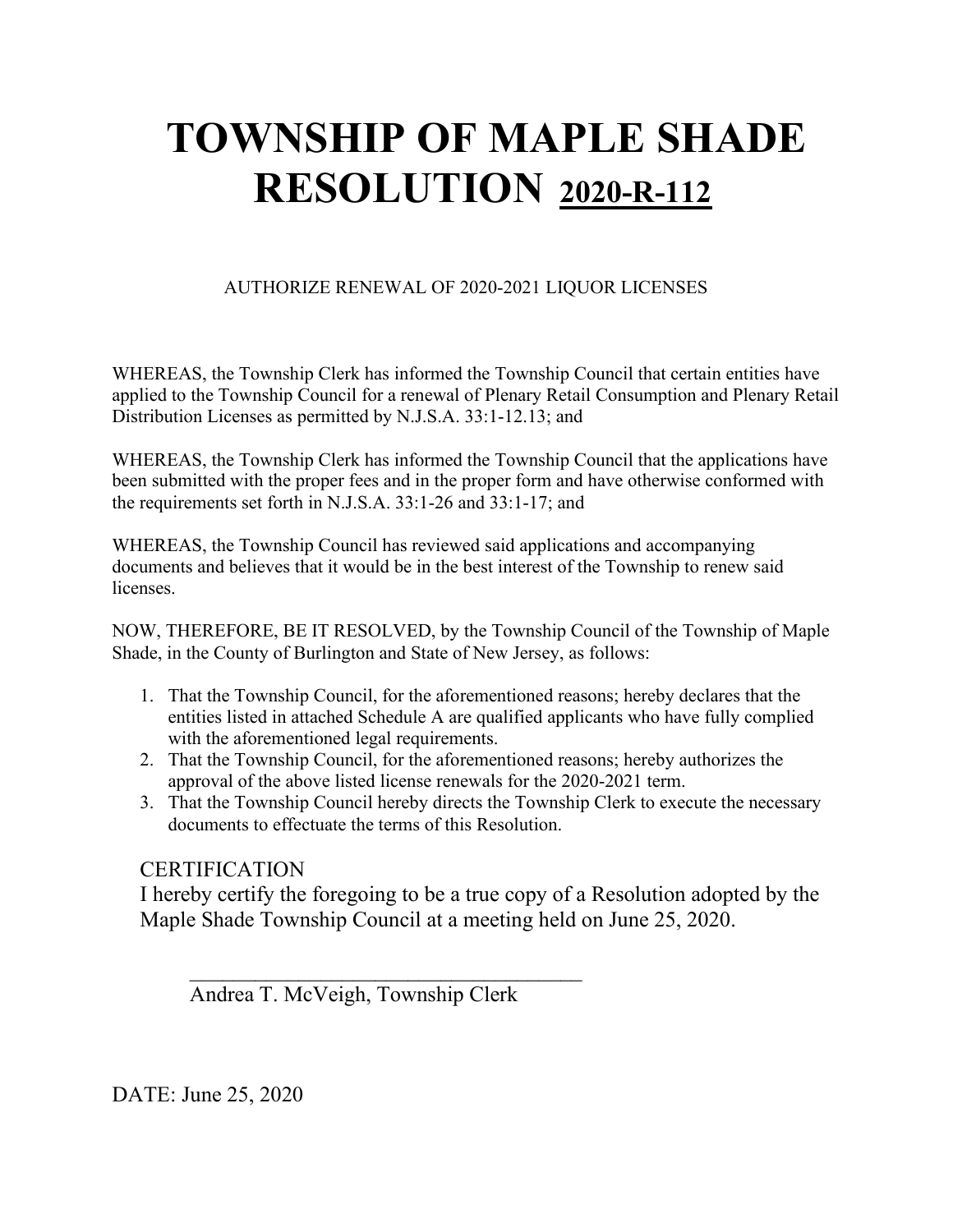# TOWNSHIP OF MAPLE SHADE RESOLUTION 2020-R-112

AUTHORIZE RENEWAL OF 2020-2021 LIQUOR LICENSES

WHEREAS, the Township Clerk has informed the Township Council that certain entities have applied to the Township Council for a renewal of Plenary Retail Consumption and Plenary Retail Distribution Licenses as permitted by N.J.S.A. 33:1-12.13; and

WHEREAS, the Township Clerk has informed the Township Council that the applications have been submitted with the proper fees and in the proper form and have otherwise conformed with the requirements set forth in N.J.S.A. 33:1-26 and 33:1-17; and

WHEREAS, the Township Council has reviewed said applications and accompanying documents and believes that it would be in the best interest of the Township to renew said licenses.

NOW, THEREFORE, BE IT RESOLVED, by the Township Council of the Township of Maple Shade, in the County of Burlington and State of New Jersey, as follows:

1. That the Township Council, for the aforementioned reasons; hereby declares that the entities listed in attached Schedule A are qualified applicants who have fully complied with the aforementioned legal requirements.
2. That the Township Council, for the aforementioned reasons; hereby authorizes the approval of the above listed license renewals for the 2020-2021 term.
3. That the Township Council hereby directs the Township Clerk to execute the necessary documents to effectuate the terms of this Resolution.

CERTIFICATION

I hereby certify the foregoing to be a true copy of a Resolution adopted by the Maple Shade Township Council at a meeting held on June 25, 2020.

_____________________________________
Andrea T. McVeigh, Township Clerk

DATE: June 25, 2020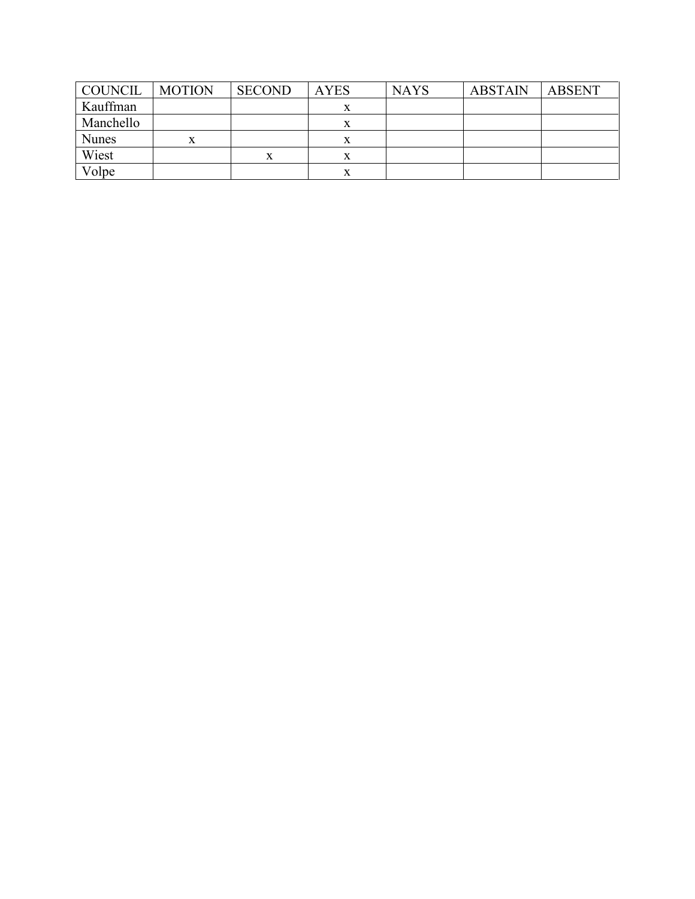| COUNCIL | MOTION | SECOND | AYES | NAYS | ABSTAIN | ABSENT |
|---|---|---|---|---|---|---|
| Kauffman | | | x | | | |
| Manchello | | | x | | | |
| Nunes | x | | x | | | |
| Wiest | | x | x | | | |
| Volpe | | | x | | | |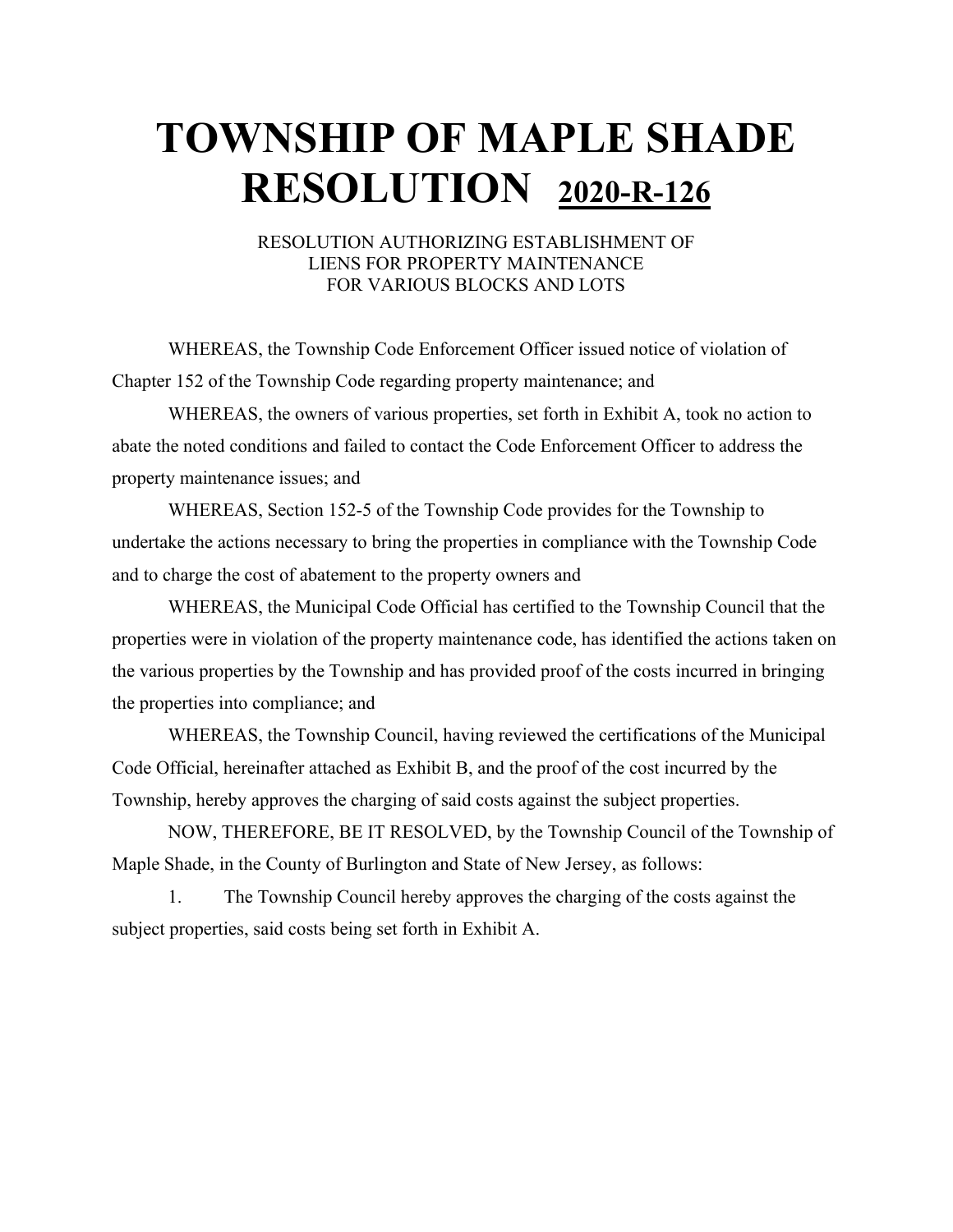# TOWNSHIP OF MAPLE SHADE RESOLUTION <u>2020-R-126</u>

RESOLUTION AUTHORIZING ESTABLISHMENT OF
LIENS FOR PROPERTY MAINTENANCE
FOR VARIOUS BLOCKS AND LOTS

WHEREAS, the Township Code Enforcement Officer issued notice of violation of Chapter 152 of the Township Code regarding property maintenance; and

WHEREAS, the owners of various properties, set forth in Exhibit A, took no action to abate the noted conditions and failed to contact the Code Enforcement Officer to address the property maintenance issues; and

WHEREAS, Section 152-5 of the Township Code provides for the Township to undertake the actions necessary to bring the properties in compliance with the Township Code and to charge the cost of abatement to the property owners and

WHEREAS, the Municipal Code Official has certified to the Township Council that the properties were in violation of the property maintenance code, has identified the actions taken on the various properties by the Township and has provided proof of the costs incurred in bringing the properties into compliance; and

WHEREAS, the Township Council, having reviewed the certifications of the Municipal Code Official, hereinafter attached as Exhibit B, and the proof of the cost incurred by the Township, hereby approves the charging of said costs against the subject properties.

NOW, THEREFORE, BE IT RESOLVED, by the Township Council of the Township of Maple Shade, in the County of Burlington and State of New Jersey, as follows:

1. The Township Council hereby approves the charging of the costs against the subject properties, said costs being set forth in Exhibit A.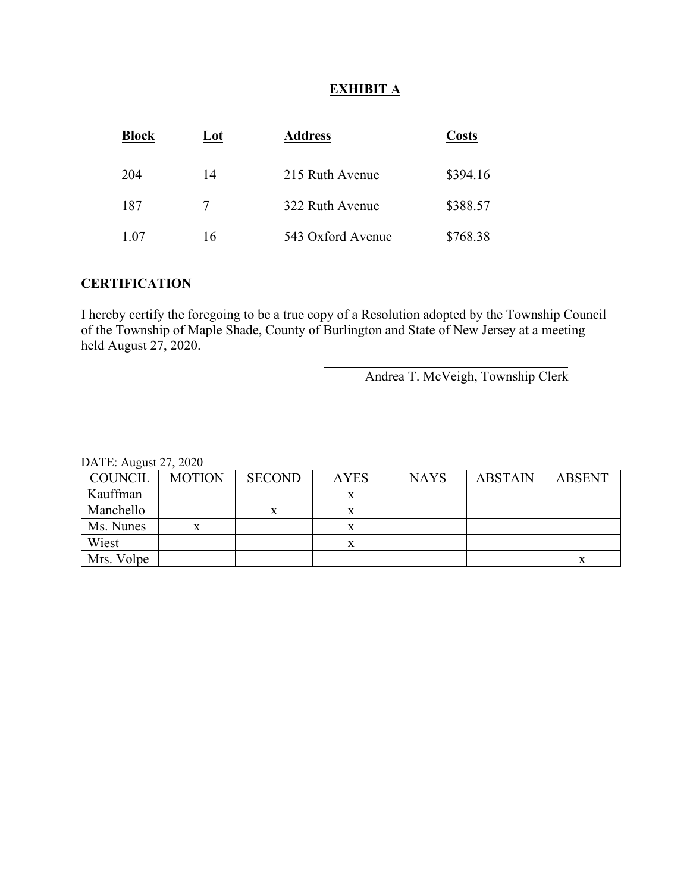**EXHIBIT A**

| Block | Lot | Address | Costs |
|---|---|---|---|
| 204 | 14 | 215 Ruth Avenue | $394.16 |
| 187 | 7 | 322 Ruth Avenue | $388.57 |
| 1.07 | 16 | 543 Oxford Avenue | $768.38 |

**CERTIFICATION**

I hereby certify the foregoing to be a true copy of a Resolution adopted by the Township Council of the Township of Maple Shade, County of Burlington and State of New Jersey at a meeting held August 27, 2020.

\_\_\_\_\_\_\_\_\_\_\_\_\_\_\_\_\_\_\_\_\_\_\_\_\_\_\_\_\_\_\_\_\_\_\_\_\_\_\_\_
Andrea T. McVeigh, Township Clerk

DATE: August 27, 2020

| COUNCIL | MOTION | SECOND | AYES | NAYS | ABSTAIN | ABSENT |
|---|---|---|---|---|---|---|
| Kauffman | | | x | | | |
| Manchello | | x | x | | | |
| Ms. Nunes | x | | x | | | |
| Wiest | | | x | | | |
| Mrs. Volpe | | | | | | x |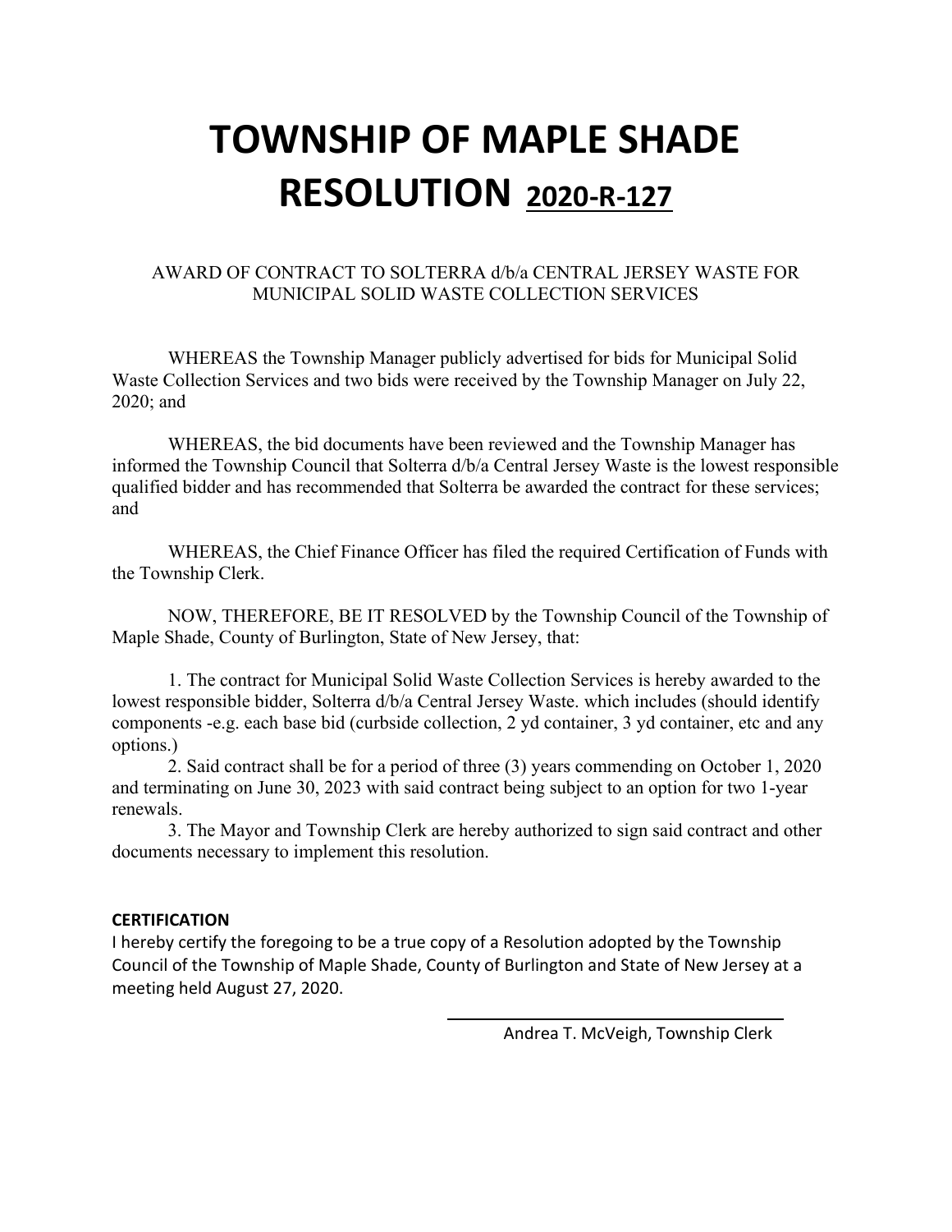# TOWNSHIP OF MAPLE SHADE RESOLUTION 2020-R-127

AWARD OF CONTRACT TO SOLTERRA d/b/a CENTRAL JERSEY WASTE FOR MUNICIPAL SOLID WASTE COLLECTION SERVICES

WHEREAS the Township Manager publicly advertised for bids for Municipal Solid Waste Collection Services and two bids were received by the Township Manager on July 22, 2020; and

WHEREAS, the bid documents have been reviewed and the Township Manager has informed the Township Council that Solterra d/b/a Central Jersey Waste is the lowest responsible qualified bidder and has recommended that Solterra be awarded the contract for these services; and

WHEREAS, the Chief Finance Officer has filed the required Certification of Funds with the Township Clerk.

NOW, THEREFORE, BE IT RESOLVED by the Township Council of the Township of Maple Shade, County of Burlington, State of New Jersey, that:

1. The contract for Municipal Solid Waste Collection Services is hereby awarded to the lowest responsible bidder, Solterra d/b/a Central Jersey Waste. which includes (should identify components -e.g. each base bid (curbside collection, 2 yd container, 3 yd container, etc and any options.)
2. Said contract shall be for a period of three (3) years commending on October 1, 2020 and terminating on June 30, 2023 with said contract being subject to an option for two 1-year renewals.
3. The Mayor and Township Clerk are hereby authorized to sign said contract and other documents necessary to implement this resolution.

**CERTIFICATION**

I hereby certify the foregoing to be a true copy of a Resolution adopted by the Township Council of the Township of Maple Shade, County of Burlington and State of New Jersey at a meeting held August 27, 2020.

Andrea T. McVeigh, Township Clerk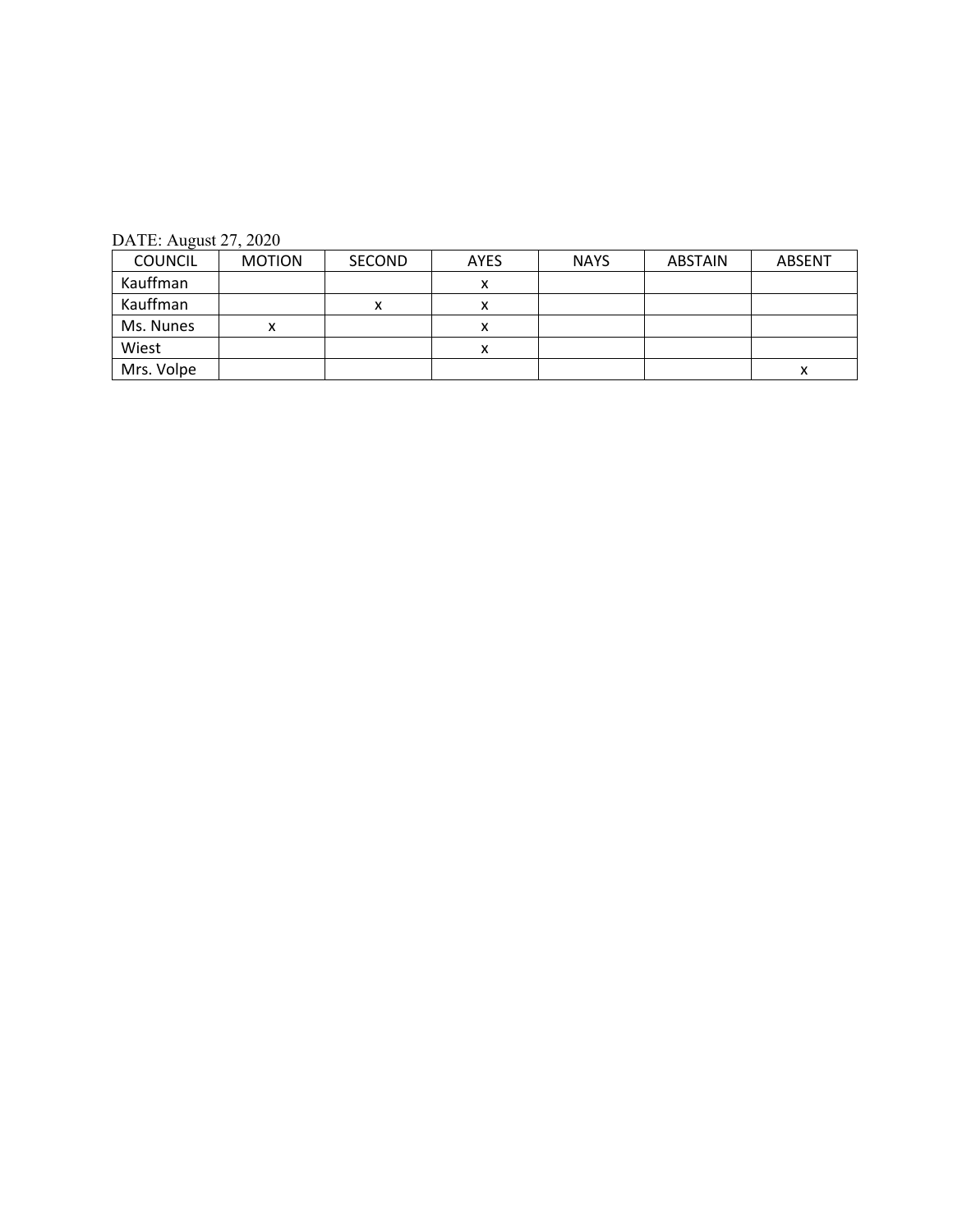DATE: August 27, 2020

| COUNCIL | MOTION | SECOND | AYES | NAYS | ABSTAIN | ABSENT |
|---|---|---|---|---|---|---|
| Kauffman | | | x | | | |
| Kauffman | | x | x | | | |
| Ms. Nunes | x | | x | | | |
| Wiest | | | x | | | |
| Mrs. Volpe | | | | | | x |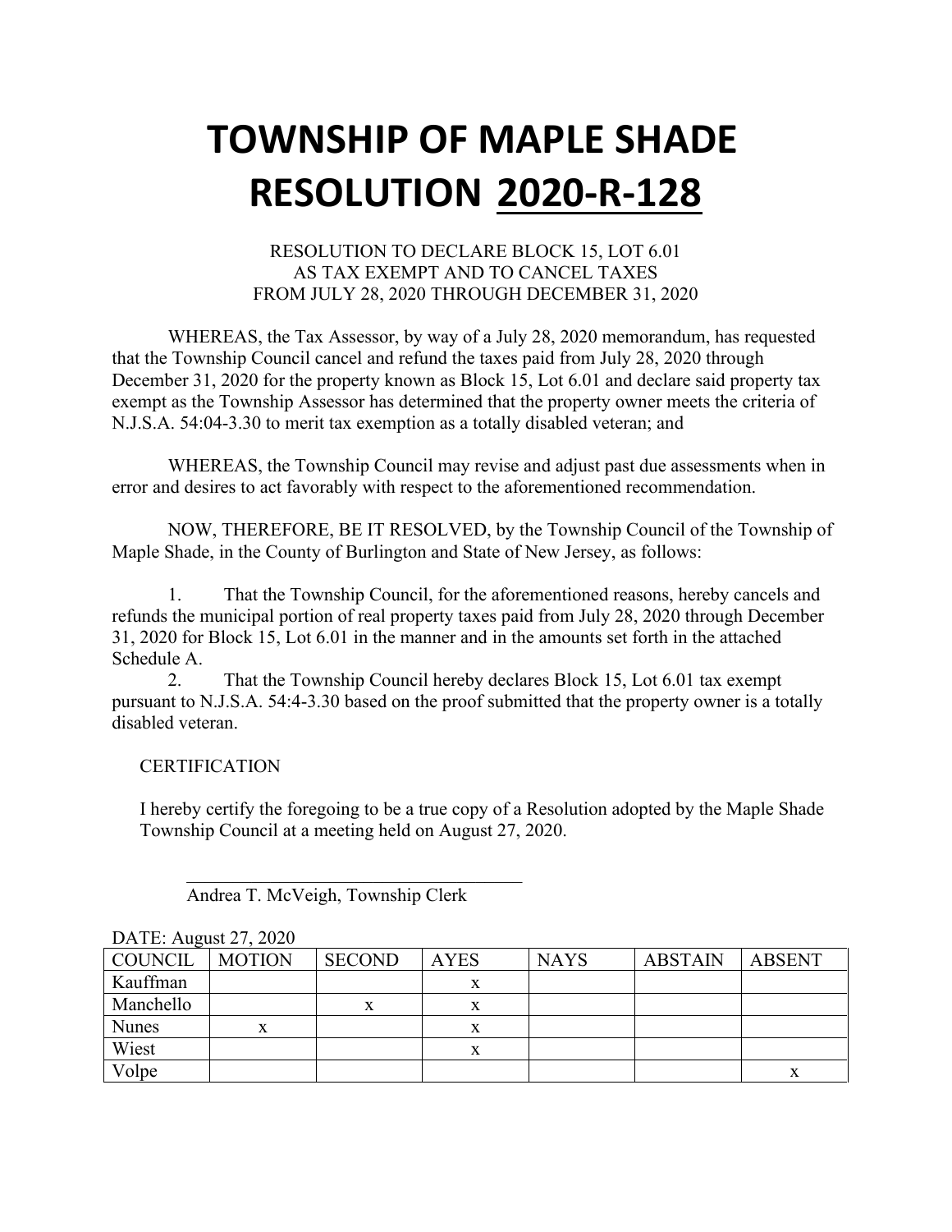# TOWNSHIP OF MAPLE SHADE
# RESOLUTION 2020-R-128

RESOLUTION TO DECLARE BLOCK 15, LOT 6.01
AS TAX EXEMPT AND TO CANCEL TAXES
FROM JULY 28, 2020 THROUGH DECEMBER 31, 2020

WHEREAS, the Tax Assessor, by way of a July 28, 2020 memorandum, has requested that the Township Council cancel and refund the taxes paid from July 28, 2020 through December 31, 2020 for the property known as Block 15, Lot 6.01 and declare said property tax exempt as the Township Assessor has determined that the property owner meets the criteria of N.J.S.A. 54:04-3.30 to merit tax exemption as a totally disabled veteran; and

WHEREAS, the Township Council may revise and adjust past due assessments when in error and desires to act favorably with respect to the aforementioned recommendation.

NOW, THEREFORE, BE IT RESOLVED, by the Township Council of the Township of Maple Shade, in the County of Burlington and State of New Jersey, as follows:

1. That the Township Council, for the aforementioned reasons, hereby cancels and refunds the municipal portion of real property taxes paid from July 28, 2020 through December 31, 2020 for Block 15, Lot 6.01 in the manner and in the amounts set forth in the attached Schedule A.
2. That the Township Council hereby declares Block 15, Lot 6.01 tax exempt pursuant to N.J.S.A. 54:4-3.30 based on the proof submitted that the property owner is a totally disabled veteran.

CERTIFICATION

I hereby certify the foregoing to be a true copy of a Resolution adopted by the Maple Shade Township Council at a meeting held on August 27, 2020.

\_\_\_\_\_\_\_\_\_\_\_\_\_\_\_\_\_\_\_\_\_\_\_\_\_\_\_\_\_\_\_\_\_\_\_

Andrea T. McVeigh, Township Clerk

DATE: August 27, 2020

| COUNCIL | MOTION | SECOND | AYES | NAYS | ABSTAIN | ABSENT |
|---|---|---|---|---|---|---|
| Kauffman | | | x | | | |
| Manchello | | x | x | | | |
| Nunes | x | | x | | | |
| Wiest | | | x | | | |
| Volpe | | | | | | x |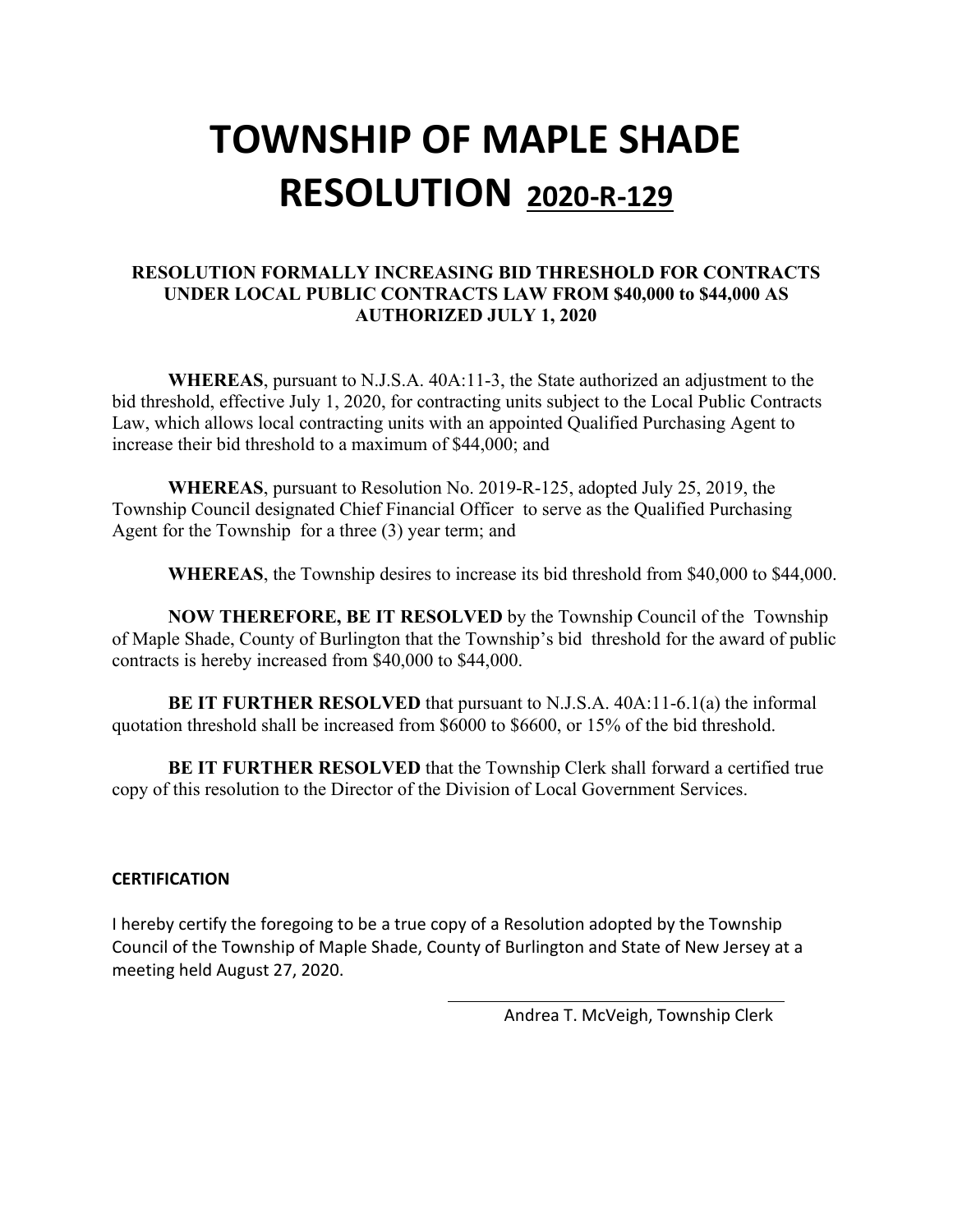# TOWNSHIP OF MAPLE SHADE RESOLUTION 2020-R-129

**RESOLUTION FORMALLY INCREASING BID THRESHOLD FOR CONTRACTS UNDER LOCAL PUBLIC CONTRACTS LAW FROM $40,000 to $44,000 AS AUTHORIZED JULY 1, 2020**

**WHEREAS**, pursuant to N.J.S.A. 40A:11-3, the State authorized an adjustment to the bid threshold, effective July 1, 2020, for contracting units subject to the Local Public Contracts Law, which allows local contracting units with an appointed Qualified Purchasing Agent to increase their bid threshold to a maximum of $44,000; and

**WHEREAS**, pursuant to Resolution No. 2019-R-125, adopted July 25, 2019, the Township Council designated Chief Financial Officer to serve as the Qualified Purchasing Agent for the Township for a three (3) year term; and

**WHEREAS**, the Township desires to increase its bid threshold from $40,000 to $44,000.

**NOW THEREFORE, BE IT RESOLVED** by the Township Council of the Township of Maple Shade, County of Burlington that the Township's bid threshold for the award of public contracts is hereby increased from $40,000 to $44,000.

**BE IT FURTHER RESOLVED** that pursuant to N.J.S.A. 40A:11-6.1(a) the informal quotation threshold shall be increased from $6000 to $6600, or 15% of the bid threshold.

**BE IT FURTHER RESOLVED** that the Township Clerk shall forward a certified true copy of this resolution to the Director of the Division of Local Government Services.

**CERTIFICATION**

I hereby certify the foregoing to be a true copy of a Resolution adopted by the Township Council of the Township of Maple Shade, County of Burlington and State of New Jersey at a meeting held August 27, 2020.

Andrea T. McVeigh, Township Clerk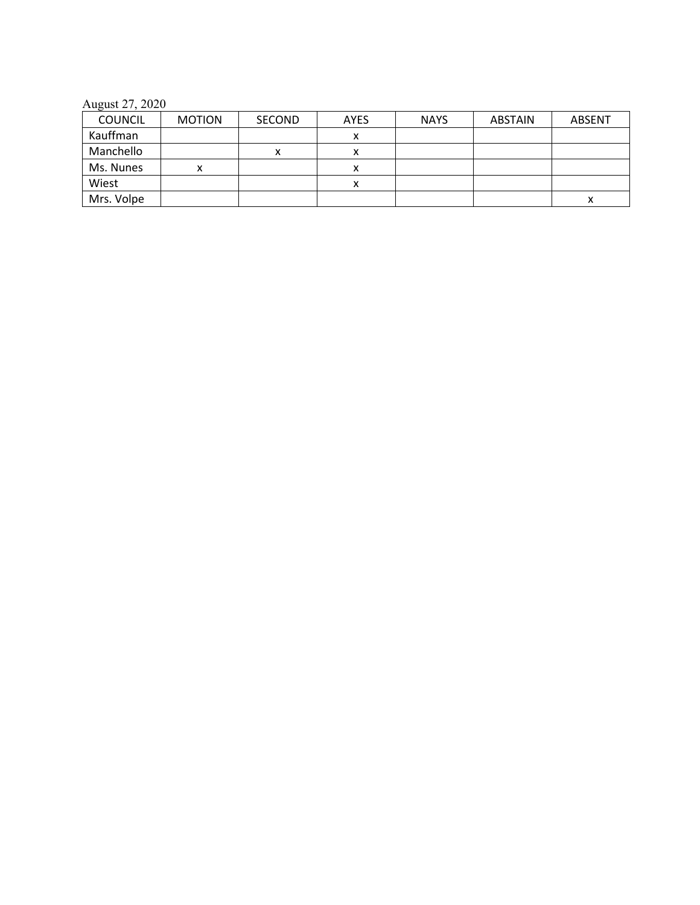August 27, 2020

| COUNCIL | MOTION | SECOND | AYES | NAYS | ABSTAIN | ABSENT |
|---|---|---|---|---|---|---|
| Kauffman | | | x | | | |
| Manchello | | x | x | | | |
| Ms. Nunes | x | | x | | | |
| Wiest | | | x | | | |
| Mrs. Volpe | | | | | | x |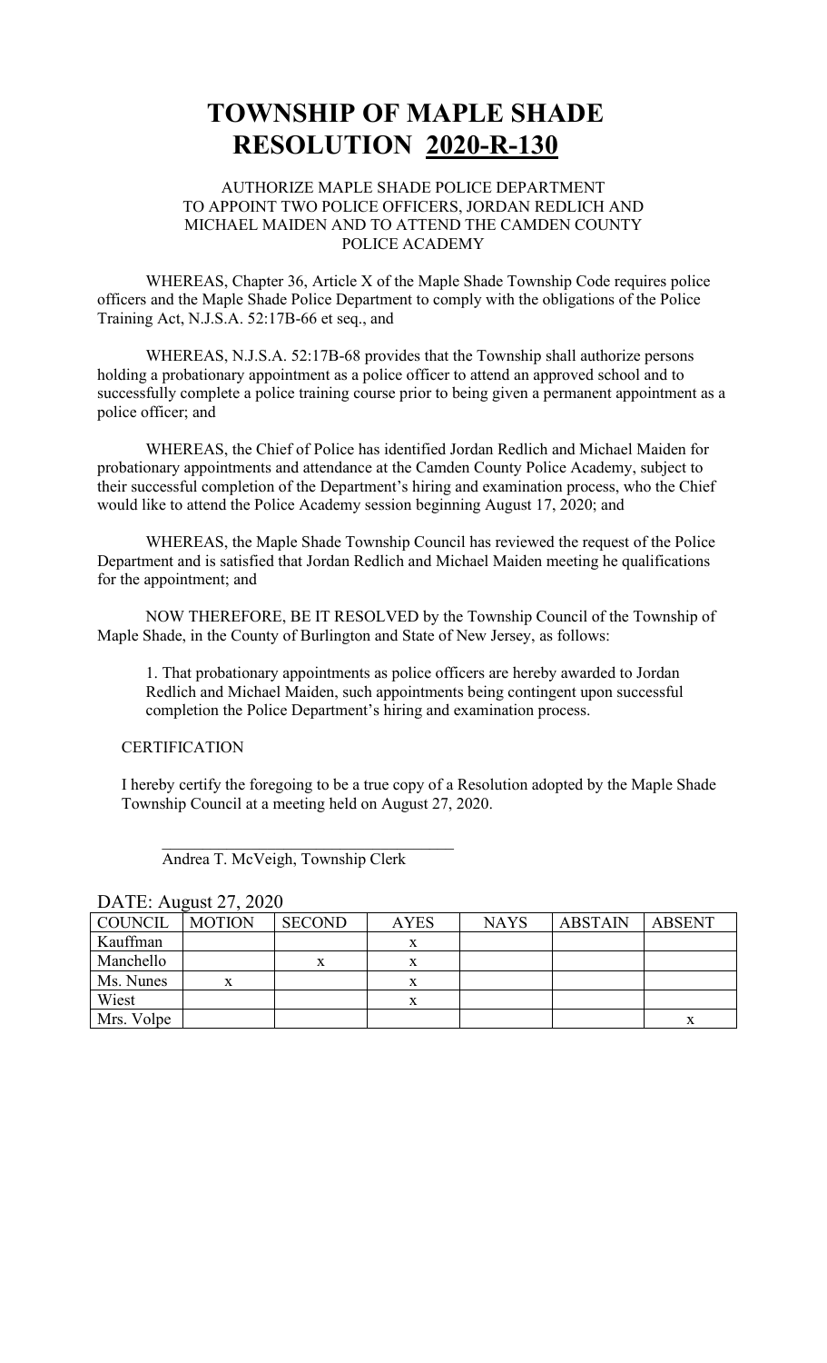# TOWNSHIP OF MAPLE SHADE
# RESOLUTION 2020-R-130

AUTHORIZE MAPLE SHADE POLICE DEPARTMENT TO APPOINT TWO POLICE OFFICERS, JORDAN REDLICH AND MICHAEL MAIDEN AND TO ATTEND THE CAMDEN COUNTY POLICE ACADEMY

WHEREAS, Chapter 36, Article X of the Maple Shade Township Code requires police officers and the Maple Shade Police Department to comply with the obligations of the Police Training Act, N.J.S.A. 52:17B-66 et seq., and

WHEREAS, N.J.S.A. 52:17B-68 provides that the Township shall authorize persons holding a probationary appointment as a police officer to attend an approved school and to successfully complete a police training course prior to being given a permanent appointment as a police officer; and

WHEREAS, the Chief of Police has identified Jordan Redlich and Michael Maiden for probationary appointments and attendance at the Camden County Police Academy, subject to their successful completion of the Department's hiring and examination process, who the Chief would like to attend the Police Academy session beginning August 17, 2020; and

WHEREAS, the Maple Shade Township Council has reviewed the request of the Police Department and is satisfied that Jordan Redlich and Michael Maiden meeting he qualifications for the appointment; and

NOW THEREFORE, BE IT RESOLVED by the Township Council of the Township of Maple Shade, in the County of Burlington and State of New Jersey, as follows:

1. That probationary appointments as police officers are hereby awarded to Jordan Redlich and Michael Maiden, such appointments being contingent upon successful completion the Police Department's hiring and examination process.

CERTIFICATION

I hereby certify the foregoing to be a true copy of a Resolution adopted by the Maple Shade Township Council at a meeting held on August 27, 2020.

\_\_\_\_\_\_\_\_\_\_\_\_\_\_\_\_\_\_\_\_\_\_\_\_\_\_\_\_\_\_\_\_\_\_\_\_
Andrea T. McVeigh, Township Clerk

DATE: August 27, 2020

| COUNCIL | MOTION | SECOND | AYES | NAYS | ABSTAIN | ABSENT |
|---|---|---|---|---|---|---|
| Kauffman | | | x | | | |
| Manchello | | x | x | | | |
| Ms. Nunes | x | | x | | | |
| Wiest | | | x | | | |
| Mrs. Volpe | | | | | | x |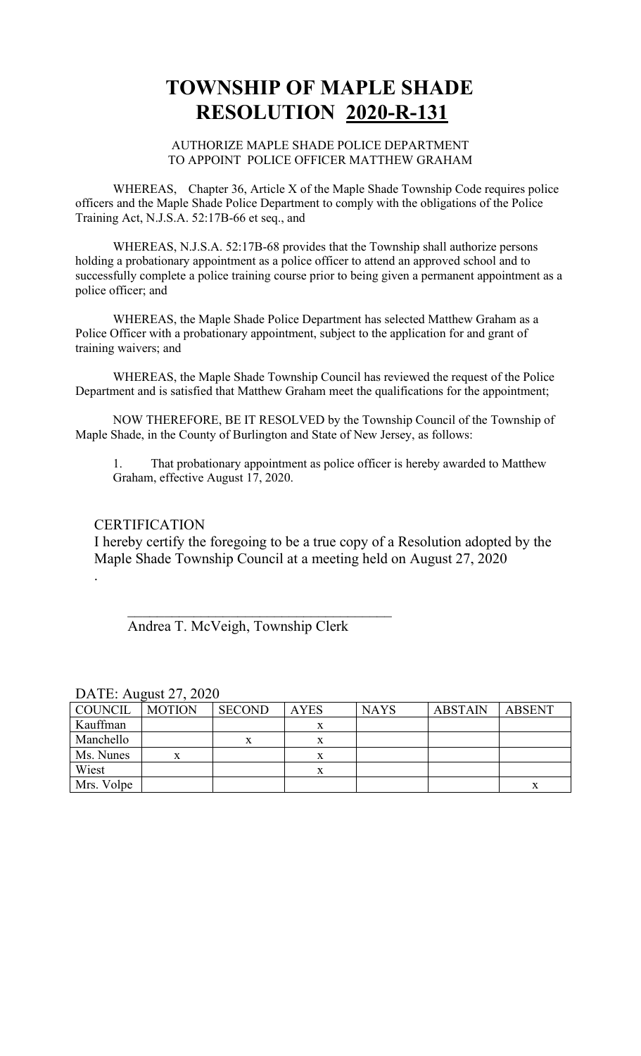# TOWNSHIP OF MAPLE SHADE
# RESOLUTION 2020-R-131

AUTHORIZE MAPLE SHADE POLICE DEPARTMENT
TO APPOINT POLICE OFFICER MATTHEW GRAHAM

WHEREAS, Chapter 36, Article X of the Maple Shade Township Code requires police officers and the Maple Shade Police Department to comply with the obligations of the Police Training Act, N.J.S.A. 52:17B-66 et seq., and

WHEREAS, N.J.S.A. 52:17B-68 provides that the Township shall authorize persons holding a probationary appointment as a police officer to attend an approved school and to successfully complete a police training course prior to being given a permanent appointment as a police officer; and

WHEREAS, the Maple Shade Police Department has selected Matthew Graham as a Police Officer with a probationary appointment, subject to the application for and grant of training waivers; and

WHEREAS, the Maple Shade Township Council has reviewed the request of the Police Department and is satisfied that Matthew Graham meet the qualifications for the appointment;

NOW THEREFORE, BE IT RESOLVED by the Township Council of the Township of Maple Shade, in the County of Burlington and State of New Jersey, as follows:

1. That probationary appointment as police officer is hereby awarded to Matthew Graham, effective August 17, 2020.

CERTIFICATION

I hereby certify the foregoing to be a true copy of a Resolution adopted by the Maple Shade Township Council at a meeting held on August 27, 2020

.

\_\_\_\_\_\_\_\_\_\_\_\_\_\_\_\_\_\_\_\_\_\_\_\_\_\_\_\_\_\_\_\_\_\_\_\_\_\_

Andrea T. McVeigh, Township Clerk

DATE: August 27, 2020

| COUNCIL | MOTION | SECOND | AYES | NAYS | ABSTAIN | ABSENT |
|---|---|---|---|---|---|---|
| Kauffman | | | x | | | |
| Manchello | | x | x | | | |
| Ms. Nunes | x | | x | | | |
| Wiest | | | x | | | |
| Mrs. Volpe | | | | | | x |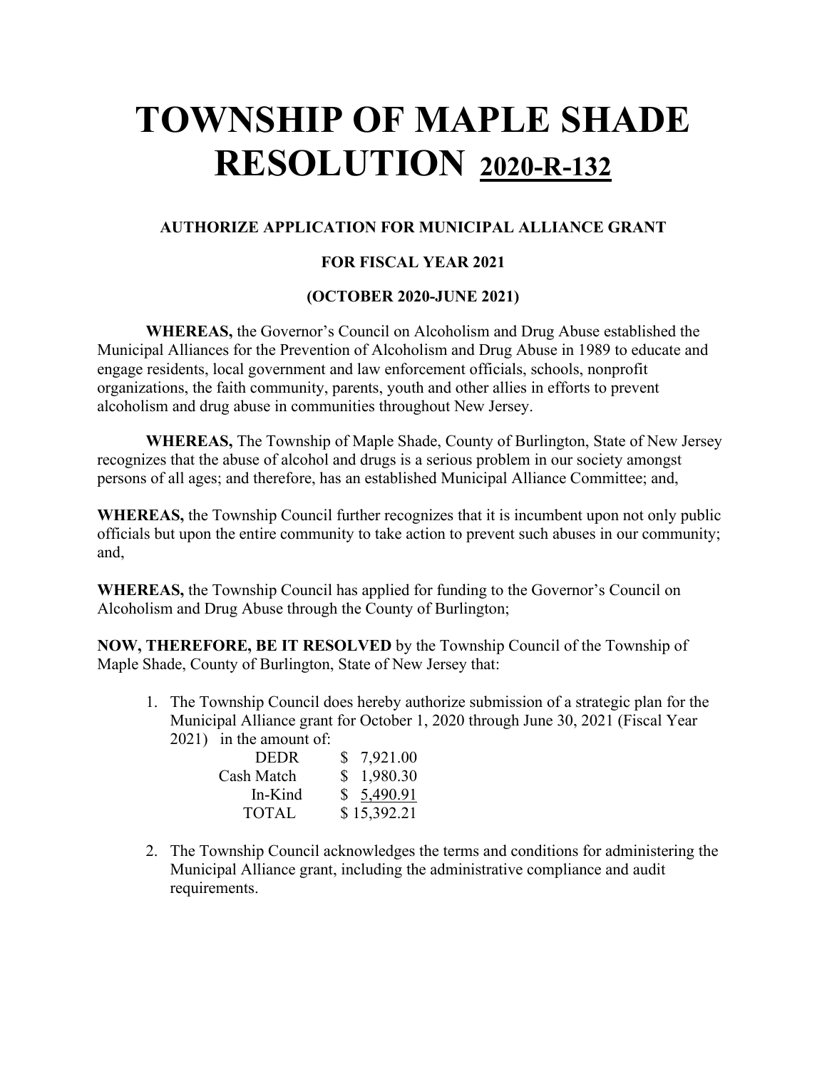# TOWNSHIP OF MAPLE SHADE RESOLUTION 2020-R-132

**AUTHORIZE APPLICATION FOR MUNICIPAL ALLIANCE GRANT**

**FOR FISCAL YEAR 2021**

**(OCTOBER 2020-JUNE 2021)**

**WHEREAS,** the Governor's Council on Alcoholism and Drug Abuse established the Municipal Alliances for the Prevention of Alcoholism and Drug Abuse in 1989 to educate and engage residents, local government and law enforcement officials, schools, nonprofit organizations, the faith community, parents, youth and other allies in efforts to prevent alcoholism and drug abuse in communities throughout New Jersey.

**WHEREAS,** The Township of Maple Shade, County of Burlington, State of New Jersey recognizes that the abuse of alcohol and drugs is a serious problem in our society amongst persons of all ages; and therefore, has an established Municipal Alliance Committee; and,

**WHEREAS,** the Township Council further recognizes that it is incumbent upon not only public officials but upon the entire community to take action to prevent such abuses in our community; and,

**WHEREAS,** the Township Council has applied for funding to the Governor's Council on Alcoholism and Drug Abuse through the County of Burlington;

**NOW, THEREFORE, BE IT RESOLVED** by the Township Council of the Township of Maple Shade, County of Burlington, State of New Jersey that:

1. The Township Council does hereby authorize submission of a strategic plan for the Municipal Alliance grant for October 1, 2020 through June 30, 2021 (Fiscal Year 2021) in the amount of:

| | |
|---|---|
| DEDR | $ 7,921.00 |
| Cash Match | $ 1,980.30 |
| In-Kind | $ 5,490.91 |
| TOTAL | $ 15,392.21 |

2. The Township Council acknowledges the terms and conditions for administering the Municipal Alliance grant, including the administrative compliance and audit requirements.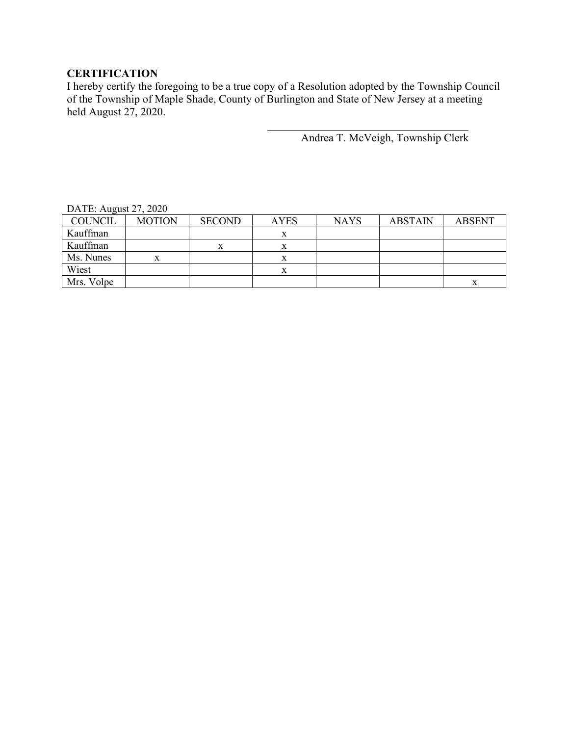**CERTIFICATION**
I hereby certify the foregoing to be a true copy of a Resolution adopted by the Township Council of the Township of Maple Shade, County of Burlington and State of New Jersey at a meeting held August 27, 2020.

\_\_\_\_\_\_\_\_\_\_\_\_\_\_\_\_\_\_\_\_\_\_\_\_\_\_\_\_\_\_\_\_\_\_\_\_\_\_\_\_

Andrea T. McVeigh, Township Clerk

DATE: August 27, 2020

| COUNCIL | MOTION | SECOND | AYES | NAYS | ABSTAIN | ABSENT |
|---|---|---|---|---|---|---|
| Kauffman | | | x | | | |
| Kauffman | | x | x | | | |
| Ms. Nunes | x | | x | | | |
| Wiest | | | x | | | |
| Mrs. Volpe | | | | | | x |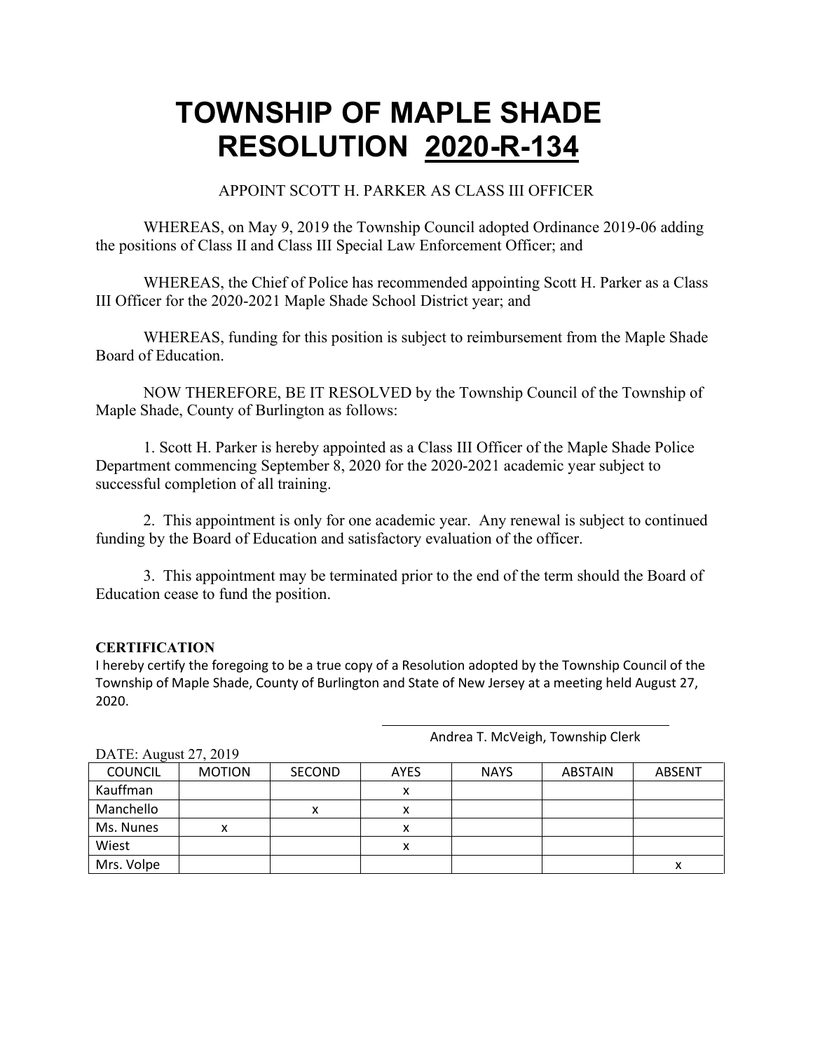# TOWNSHIP OF MAPLE SHADE
# RESOLUTION 2020-R-134

APPOINT SCOTT H. PARKER AS CLASS III OFFICER

WHEREAS, on May 9, 2019 the Township Council adopted Ordinance 2019-06 adding the positions of Class II and Class III Special Law Enforcement Officer; and

WHEREAS, the Chief of Police has recommended appointing Scott H. Parker as a Class III Officer for the 2020-2021 Maple Shade School District year; and

WHEREAS, funding for this position is subject to reimbursement from the Maple Shade Board of Education.

NOW THEREFORE, BE IT RESOLVED by the Township Council of the Township of Maple Shade, County of Burlington as follows:

1. Scott H. Parker is hereby appointed as a Class III Officer of the Maple Shade Police Department commencing September 8, 2020 for the 2020-2021 academic year subject to successful completion of all training.

2. This appointment is only for one academic year. Any renewal is subject to continued funding by the Board of Education and satisfactory evaluation of the officer.

3. This appointment may be terminated prior to the end of the term should the Board of Education cease to fund the position.

**CERTIFICATION**

I hereby certify the foregoing to be a true copy of a Resolution adopted by the Township Council of the Township of Maple Shade, County of Burlington and State of New Jersey at a meeting held August 27, 2020.

Andrea T. McVeigh, Township Clerk

DATE: August 27, 2019

| COUNCIL | MOTION | SECOND | AYES | NAYS | ABSTAIN | ABSENT |
|---|---|---|---|---|---|---|
| Kauffman | | | x | | | |
| Manchello | | x | x | | | |
| Ms. Nunes | x | | x | | | |
| Wiest | | | x | | | |
| Mrs. Volpe | | | | | | x |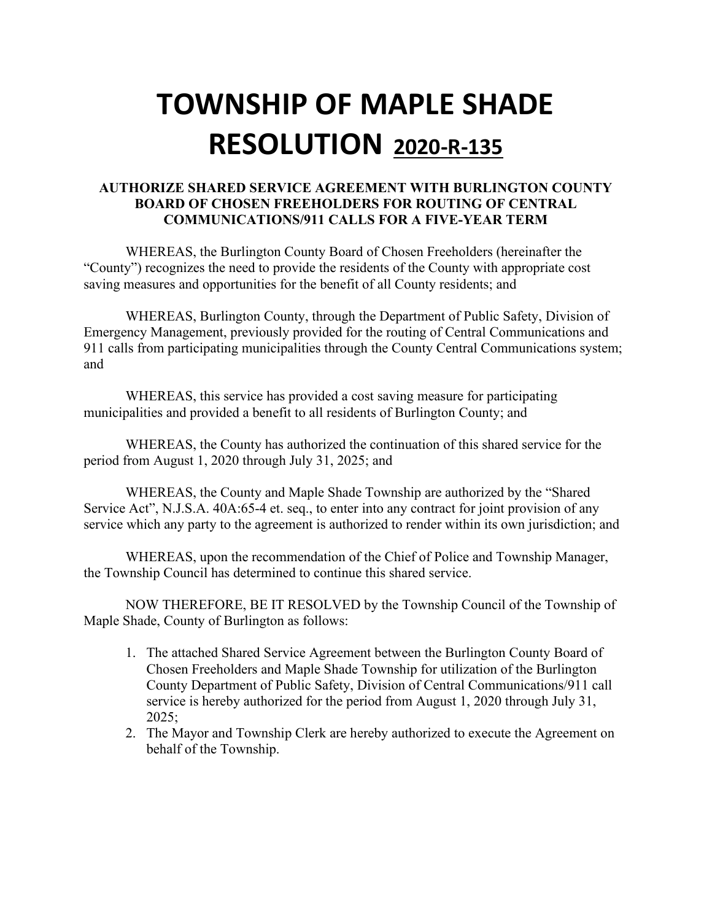# TOWNSHIP OF MAPLE SHADE RESOLUTION 2020-R-135

### AUTHORIZE SHARED SERVICE AGREEMENT WITH BURLINGTON COUNTY BOARD OF CHOSEN FREEHOLDERS FOR ROUTING OF CENTRAL COMMUNICATIONS/911 CALLS FOR A FIVE-YEAR TERM

WHEREAS, the Burlington County Board of Chosen Freeholders (hereinafter the "County") recognizes the need to provide the residents of the County with appropriate cost saving measures and opportunities for the benefit of all County residents; and

WHEREAS, Burlington County, through the Department of Public Safety, Division of Emergency Management, previously provided for the routing of Central Communications and 911 calls from participating municipalities through the County Central Communications system; and

WHEREAS, this service has provided a cost saving measure for participating municipalities and provided a benefit to all residents of Burlington County; and

WHEREAS, the County has authorized the continuation of this shared service for the period from August 1, 2020 through July 31, 2025; and

WHEREAS, the County and Maple Shade Township are authorized by the "Shared Service Act", N.J.S.A. 40A:65-4 et. seq., to enter into any contract for joint provision of any service which any party to the agreement is authorized to render within its own jurisdiction; and

WHEREAS, upon the recommendation of the Chief of Police and Township Manager, the Township Council has determined to continue this shared service.

NOW THEREFORE, BE IT RESOLVED by the Township Council of the Township of Maple Shade, County of Burlington as follows:

1. The attached Shared Service Agreement between the Burlington County Board of Chosen Freeholders and Maple Shade Township for utilization of the Burlington County Department of Public Safety, Division of Central Communications/911 call service is hereby authorized for the period from August 1, 2020 through July 31, 2025;
2. The Mayor and Township Clerk are hereby authorized to execute the Agreement on behalf of the Township.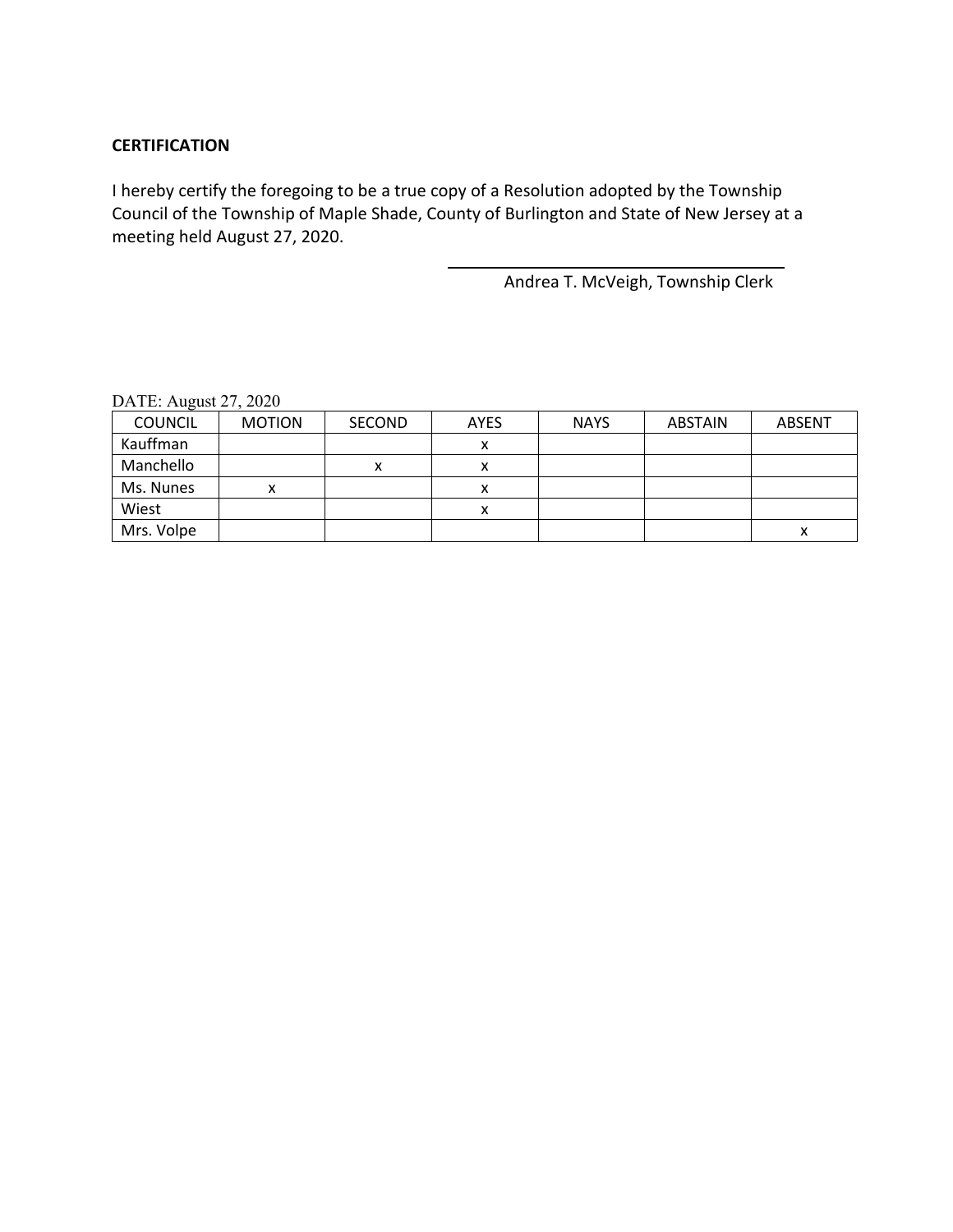**CERTIFICATION**

I hereby certify the foregoing to be a true copy of a Resolution adopted by the Township Council of the Township of Maple Shade, County of Burlington and State of New Jersey at a meeting held August 27, 2020.

Andrea T. McVeigh, Township Clerk

DATE: August 27, 2020

| COUNCIL | MOTION | SECOND | AYES | NAYS | ABSTAIN | ABSENT |
|---|---|---|---|---|---|---|
| Kauffman | | | x | | | |
| Manchello | | x | x | | | |
| Ms. Nunes | x | | x | | | |
| Wiest | | | x | | | |
| Mrs. Volpe | | | | | | x |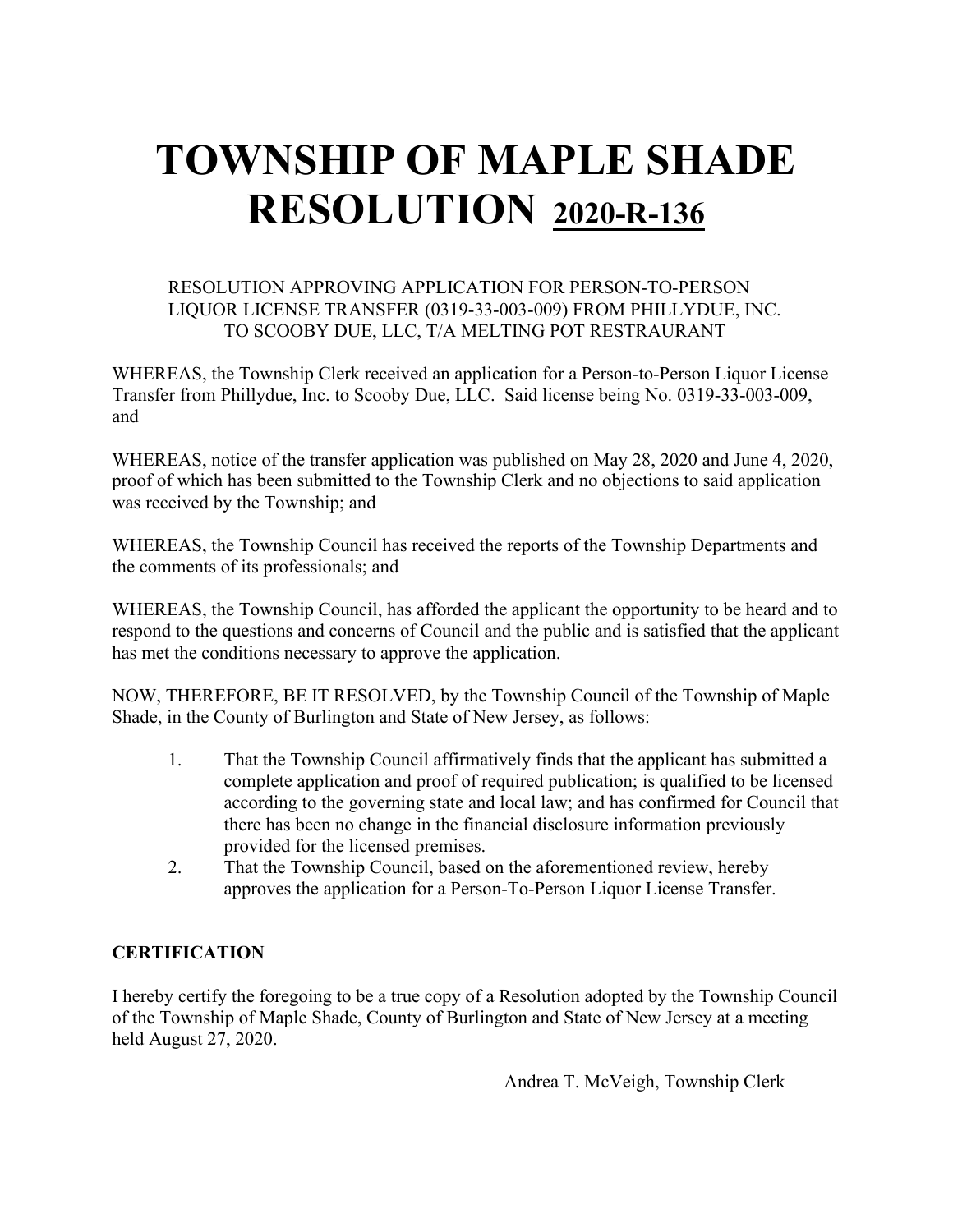# TOWNSHIP OF MAPLE SHADE RESOLUTION 2020-R-136

RESOLUTION APPROVING APPLICATION FOR PERSON-TO-PERSON LIQUOR LICENSE TRANSFER (0319-33-003-009) FROM PHILLYDUE, INC. TO SCOOBY DUE, LLC, T/A MELTING POT RESTRAURANT

WHEREAS, the Township Clerk received an application for a Person-to-Person Liquor License Transfer from Phillydue, Inc. to Scooby Due, LLC. Said license being No. 0319-33-003-009, and

WHEREAS, notice of the transfer application was published on May 28, 2020 and June 4, 2020, proof of which has been submitted to the Township Clerk and no objections to said application was received by the Township; and

WHEREAS, the Township Council has received the reports of the Township Departments and the comments of its professionals; and

WHEREAS, the Township Council, has afforded the applicant the opportunity to be heard and to respond to the questions and concerns of Council and the public and is satisfied that the applicant has met the conditions necessary to approve the application.

NOW, THEREFORE, BE IT RESOLVED, by the Township Council of the Township of Maple Shade, in the County of Burlington and State of New Jersey, as follows:

1. That the Township Council affirmatively finds that the applicant has submitted a complete application and proof of required publication; is qualified to be licensed according to the governing state and local law; and has confirmed for Council that there has been no change in the financial disclosure information previously provided for the licensed premises.
2. That the Township Council, based on the aforementioned review, hereby approves the application for a Person-To-Person Liquor License Transfer.

**CERTIFICATION**

I hereby certify the foregoing to be a true copy of a Resolution adopted by the Township Council of the Township of Maple Shade, County of Burlington and State of New Jersey at a meeting held August 27, 2020.

\_\_\_\_\_\_\_\_\_\_\_\_\_\_\_\_\_\_\_\_\_\_\_\_\_\_\_\_\_\_\_\_\_\_\_\_\_\_

Andrea T. McVeigh, Township Clerk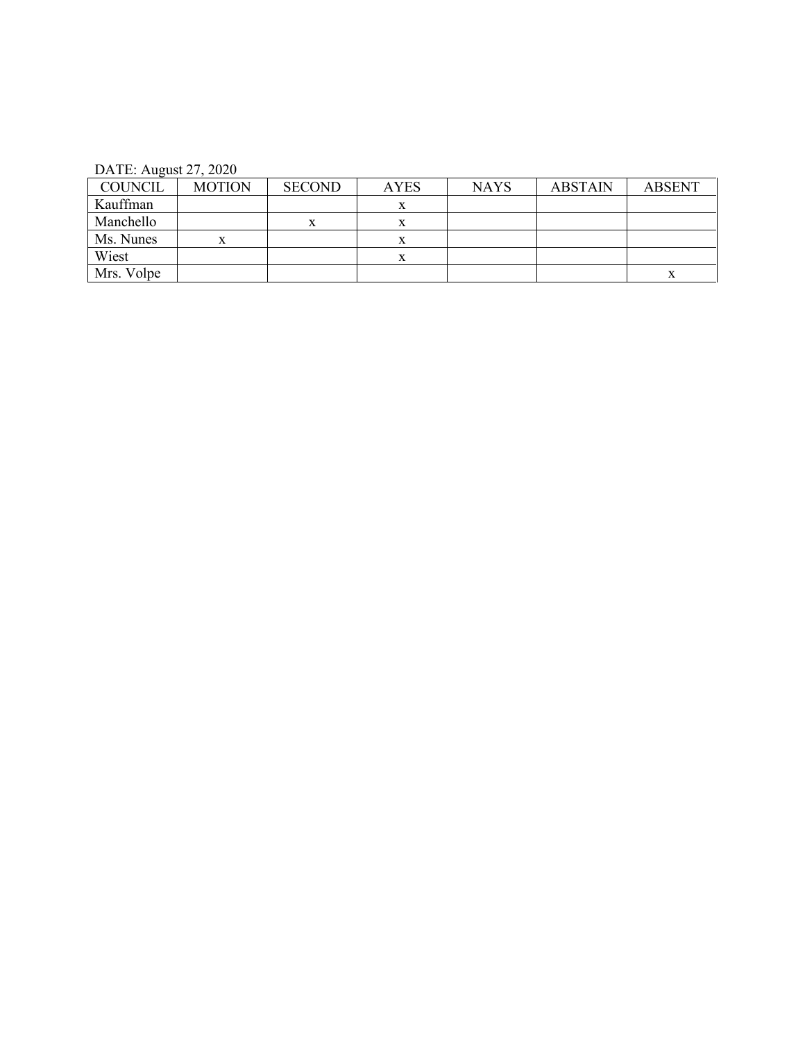DATE: August 27, 2020

| COUNCIL | MOTION | SECOND | AYES | NAYS | ABSTAIN | ABSENT |
| --- | --- | --- | --- | --- | --- | --- |
| Kauffman | | | x | | | |
| Manchello | | x | x | | | |
| Ms. Nunes | x | | x | | | |
| Wiest | | | x | | | |
| Mrs. Volpe | | | | | | x |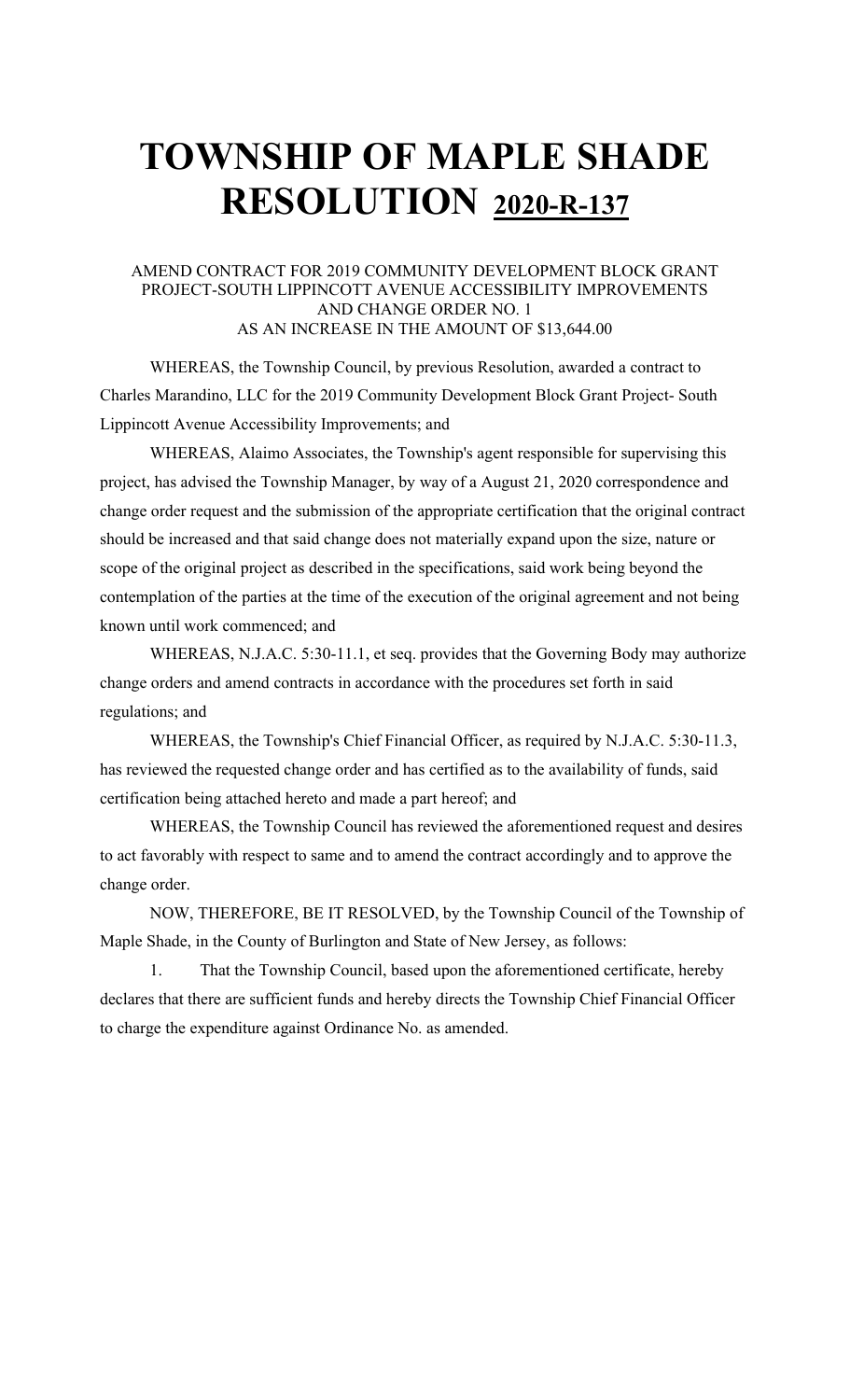# TOWNSHIP OF MAPLE SHADE RESOLUTION 2020-R-137

AMEND CONTRACT FOR 2019 COMMUNITY DEVELOPMENT BLOCK GRANT PROJECT-SOUTH LIPPINCOTT AVENUE ACCESSIBILITY IMPROVEMENTS AND CHANGE ORDER NO. 1 AS AN INCREASE IN THE AMOUNT OF $13,644.00

WHEREAS, the Township Council, by previous Resolution, awarded a contract to Charles Marandino, LLC for the 2019 Community Development Block Grant Project- South Lippincott Avenue Accessibility Improvements; and

WHEREAS, Alaimo Associates, the Township's agent responsible for supervising this project, has advised the Township Manager, by way of a August 21, 2020 correspondence and change order request and the submission of the appropriate certification that the original contract should be increased and that said change does not materially expand upon the size, nature or scope of the original project as described in the specifications, said work being beyond the contemplation of the parties at the time of the execution of the original agreement and not being known until work commenced; and

WHEREAS, N.J.A.C. 5:30-11.1, et seq. provides that the Governing Body may authorize change orders and amend contracts in accordance with the procedures set forth in said regulations; and

WHEREAS, the Township's Chief Financial Officer, as required by N.J.A.C. 5:30-11.3, has reviewed the requested change order and has certified as to the availability of funds, said certification being attached hereto and made a part hereof; and

WHEREAS, the Township Council has reviewed the aforementioned request and desires to act favorably with respect to same and to amend the contract accordingly and to approve the change order.

NOW, THEREFORE, BE IT RESOLVED, by the Township Council of the Township of Maple Shade, in the County of Burlington and State of New Jersey, as follows:

1. That the Township Council, based upon the aforementioned certificate, hereby declares that there are sufficient funds and hereby directs the Township Chief Financial Officer to charge the expenditure against Ordinance No. as amended.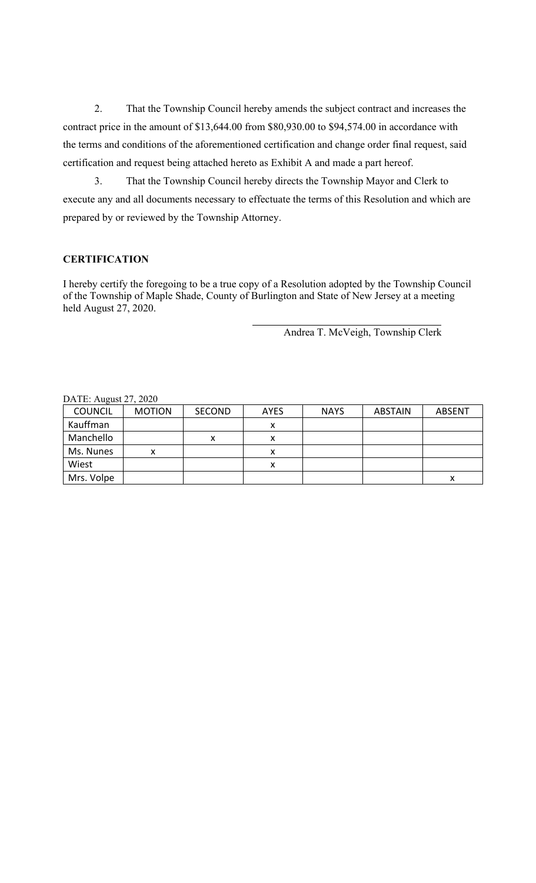2. That the Township Council hereby amends the subject contract and increases the contract price in the amount of $13,644.00 from $80,930.00 to $94,574.00 in accordance with the terms and conditions of the aforementioned certification and change order final request, said certification and request being attached hereto as Exhibit A and made a part hereof.

3. That the Township Council hereby directs the Township Mayor and Clerk to execute any and all documents necessary to effectuate the terms of this Resolution and which are prepared by or reviewed by the Township Attorney.

**CERTIFICATION**

I hereby certify the foregoing to be a true copy of a Resolution adopted by the Township Council of the Township of Maple Shade, County of Burlington and State of New Jersey at a meeting held August 27, 2020.

Andrea T. McVeigh, Township Clerk

DATE: August 27, 2020

| COUNCIL | MOTION | SECOND | AYES | NAYS | ABSTAIN | ABSENT |
|---|---|---|---|---|---|---|
| Kauffman | | | x | | | |
| Manchello | | x | x | | | |
| Ms. Nunes | x | | x | | | |
| Wiest | | | x | | | |
| Mrs. Volpe | | | | | | x |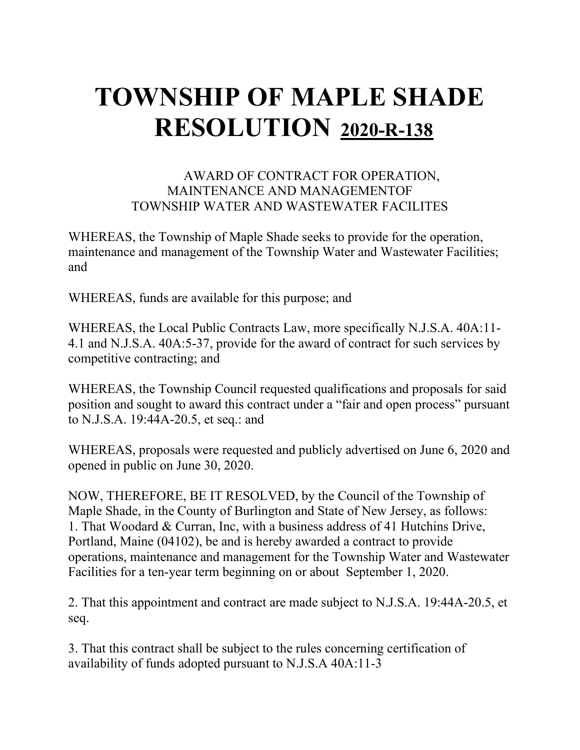# TOWNSHIP OF MAPLE SHADE RESOLUTION 2020-R-138

AWARD OF CONTRACT FOR OPERATION, MAINTENANCE AND MANAGEMENTOF TOWNSHIP WATER AND WASTEWATER FACILITES

WHEREAS, the Township of Maple Shade seeks to provide for the operation, maintenance and management of the Township Water and Wastewater Facilities; and

WHEREAS, funds are available for this purpose; and

WHEREAS, the Local Public Contracts Law, more specifically N.J.S.A. 40A:11-4.1 and N.J.S.A. 40A:5-37, provide for the award of contract for such services by competitive contracting; and

WHEREAS, the Township Council requested qualifications and proposals for said position and sought to award this contract under a "fair and open process" pursuant to N.J.S.A. 19:44A-20.5, et seq.: and

WHEREAS, proposals were requested and publicly advertised on June 6, 2020 and opened in public on June 30, 2020.

NOW, THEREFORE, BE IT RESOLVED, by the Council of the Township of Maple Shade, in the County of Burlington and State of New Jersey, as follows:

1. That Woodard & Curran, Inc, with a business address of 41 Hutchins Drive, Portland, Maine (04102), be and is hereby awarded a contract to provide operations, maintenance and management for the Township Water and Wastewater Facilities for a ten-year term beginning on or about September 1, 2020.

2. That this appointment and contract are made subject to N.J.S.A. 19:44A-20.5, et seq.

3. That this contract shall be subject to the rules concerning certification of availability of funds adopted pursuant to N.J.S.A 40A:11-3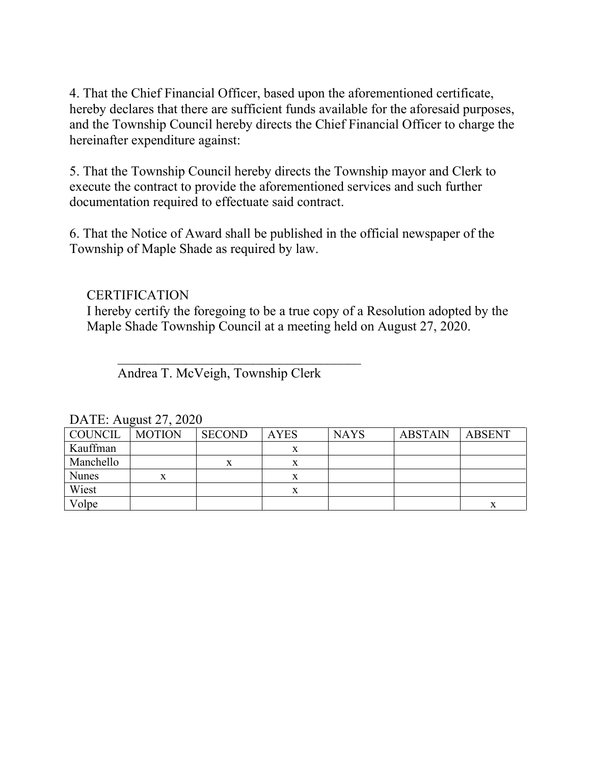4. That the Chief Financial Officer, based upon the aforementioned certificate, hereby declares that there are sufficient funds available for the aforesaid purposes, and the Township Council hereby directs the Chief Financial Officer to charge the hereinafter expenditure against:

5. That the Township Council hereby directs the Township mayor and Clerk to execute the contract to provide the aforementioned services and such further documentation required to effectuate said contract.

6. That the Notice of Award shall be published in the official newspaper of the Township of Maple Shade as required by law.

CERTIFICATION
I hereby certify the foregoing to be a true copy of a Resolution adopted by the Maple Shade Township Council at a meeting held on August 27, 2020.

\_\_\_\_\_\_\_\_\_\_\_\_\_\_\_\_\_\_\_\_\_\_\_\_\_\_\_\_\_\_\_\_\_\_\_\_\_
Andrea T. McVeigh, Township Clerk

DATE: August 27, 2020

| COUNCIL | MOTION | SECOND | AYES | NAYS | ABSTAIN | ABSENT |
|---|---|---|---|---|---|---|
| Kauffman | | | x | | | |
| Manchello | | x | x | | | |
| Nunes | x | | x | | | |
| Wiest | | | x | | | |
| Volpe | | | | | | x |